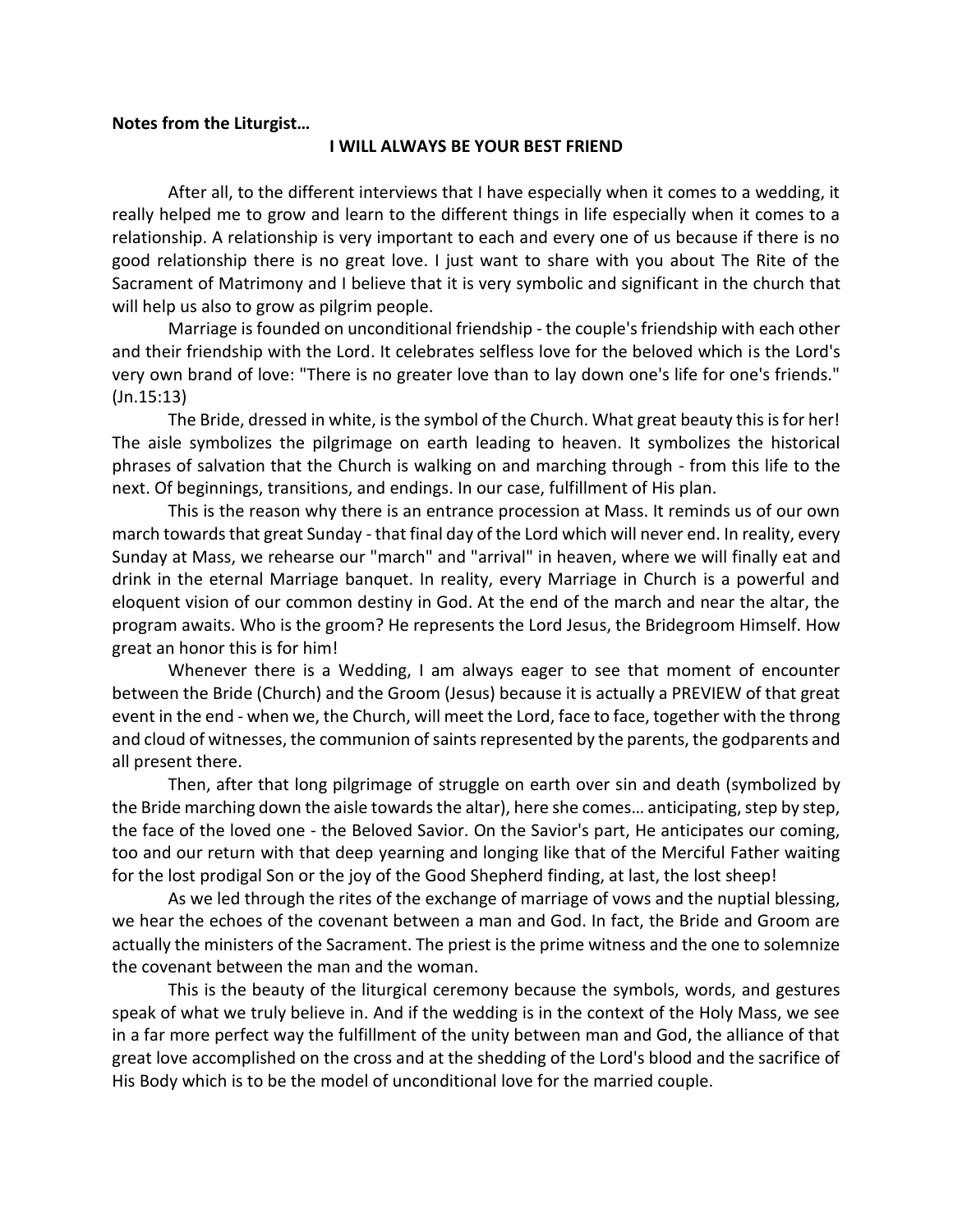**Notes from the Liturgist…**

## I WILL ALWAYS BE YOUR BEST FRIEND

After all, to the different interviews that I have especially when it comes to a wedding, it really helped me to grow and learn to the different things in life especially when it comes to a relationship. A relationship is very important to each and every one of us because if there is no good relationship there is no great love. I just want to share with you about The Rite of the Sacrament of Matrimony and I believe that it is very symbolic and significant in the church that will help us also to grow as pilgrim people.

Marriage is founded on unconditional friendship - the couple's friendship with each other and their friendship with the Lord. It celebrates selfless love for the beloved which is the Lord's very own brand of love: "There is no greater love than to lay down one's life for one's friends." (Jn.15:13)

The Bride, dressed in white, is the symbol of the Church. What great beauty this is for her! The aisle symbolizes the pilgrimage on earth leading to heaven. It symbolizes the historical phrases of salvation that the Church is walking on and marching through - from this life to the next. Of beginnings, transitions, and endings. In our case, fulfillment of His plan.

This is the reason why there is an entrance procession at Mass. It reminds us of our own march towards that great Sunday - that final day of the Lord which will never end. In reality, every Sunday at Mass, we rehearse our "march" and "arrival" in heaven, where we will finally eat and drink in the eternal Marriage banquet. In reality, every Marriage in Church is a powerful and eloquent vision of our common destiny in God. At the end of the march and near the altar, the program awaits. Who is the groom? He represents the Lord Jesus, the Bridegroom Himself. How great an honor this is for him!

Whenever there is a Wedding, I am always eager to see that moment of encounter between the Bride (Church) and the Groom (Jesus) because it is actually a PREVIEW of that great event in the end - when we, the Church, will meet the Lord, face to face, together with the throng and cloud of witnesses, the communion of saints represented by the parents, the godparents and all present there.

Then, after that long pilgrimage of struggle on earth over sin and death (symbolized by the Bride marching down the aisle towards the altar), here she comes… anticipating, step by step, the face of the loved one - the Beloved Savior. On the Savior's part, He anticipates our coming, too and our return with that deep yearning and longing like that of the Merciful Father waiting for the lost prodigal Son or the joy of the Good Shepherd finding, at last, the lost sheep!

As we led through the rites of the exchange of marriage of vows and the nuptial blessing, we hear the echoes of the covenant between a man and God. In fact, the Bride and Groom are actually the ministers of the Sacrament. The priest is the prime witness and the one to solemnize the covenant between the man and the woman.

This is the beauty of the liturgical ceremony because the symbols, words, and gestures speak of what we truly believe in. And if the wedding is in the context of the Holy Mass, we see in a far more perfect way the fulfillment of the unity between man and God, the alliance of that great love accomplished on the cross and at the shedding of the Lord's blood and the sacrifice of His Body which is to be the model of unconditional love for the married couple.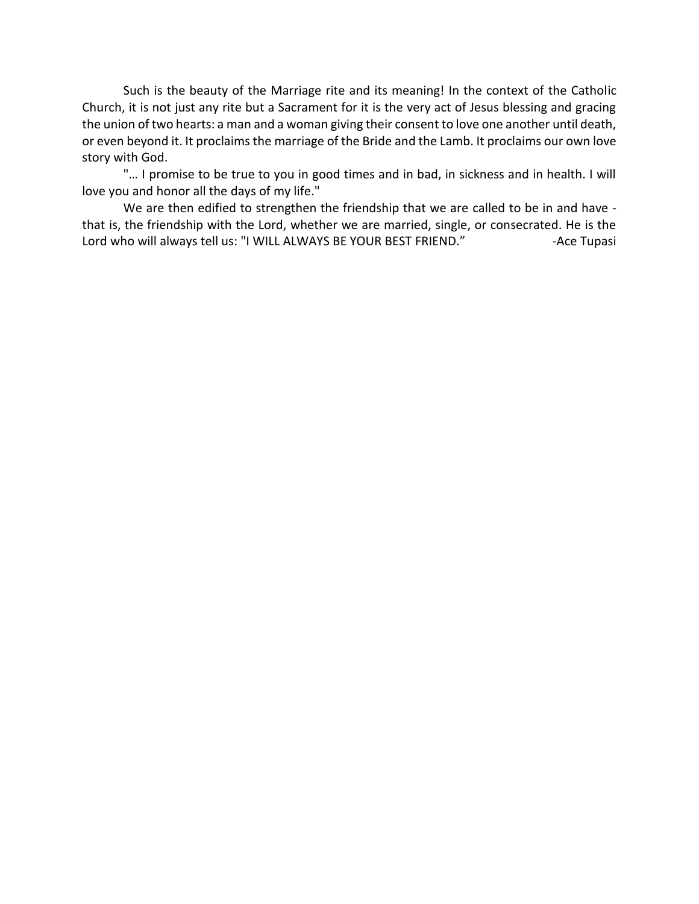Such is the beauty of the Marriage rite and its meaning! In the context of the Catholic Church, it is not just any rite but a Sacrament for it is the very act of Jesus blessing and gracing the union of two hearts: a man and a woman giving their consent to love one another until death, or even beyond it. It proclaims the marriage of the Bride and the Lamb. It proclaims our own love story with God.

"… I promise to be true to you in good times and in bad, in sickness and in health. I will love you and honor all the days of my life."

We are then edified to strengthen the friendship that we are called to be in and have - that is, the friendship with the Lord, whether we are married, single, or consecrated. He is the Lord who will always tell us: "I WILL ALWAYS BE YOUR BEST FRIEND." -Ace Tupasi